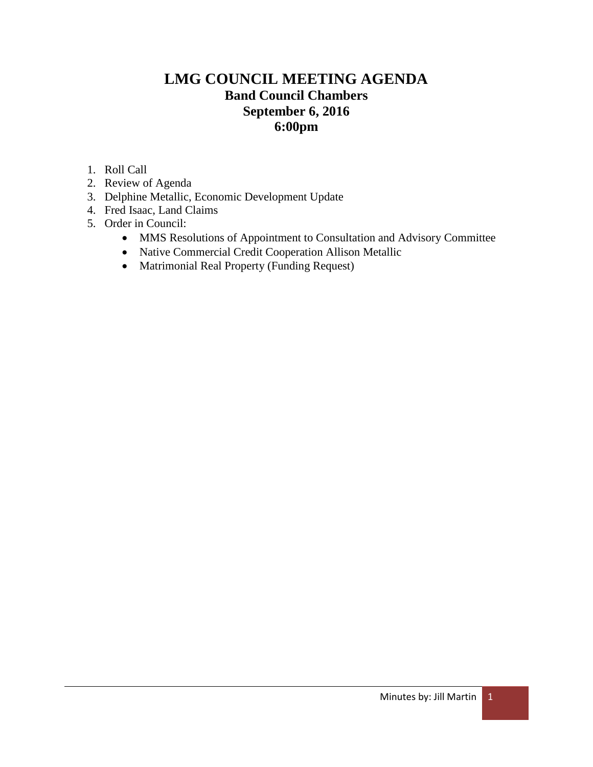# LMG COUNCIL MEETING AGENDA

## Band Council Chambers
## September 6, 2016
## 6:00pm

1. Roll Call
2. Review of Agenda
3. Delphine Metallic, Economic Development Update
4. Fred Isaac, Land Claims
5. Order in Council:
   - MMS Resolutions of Appointment to Consultation and Advisory Committee
   - Native Commercial Credit Cooperation Allison Metallic
   - Matrimonial Real Property (Funding Request)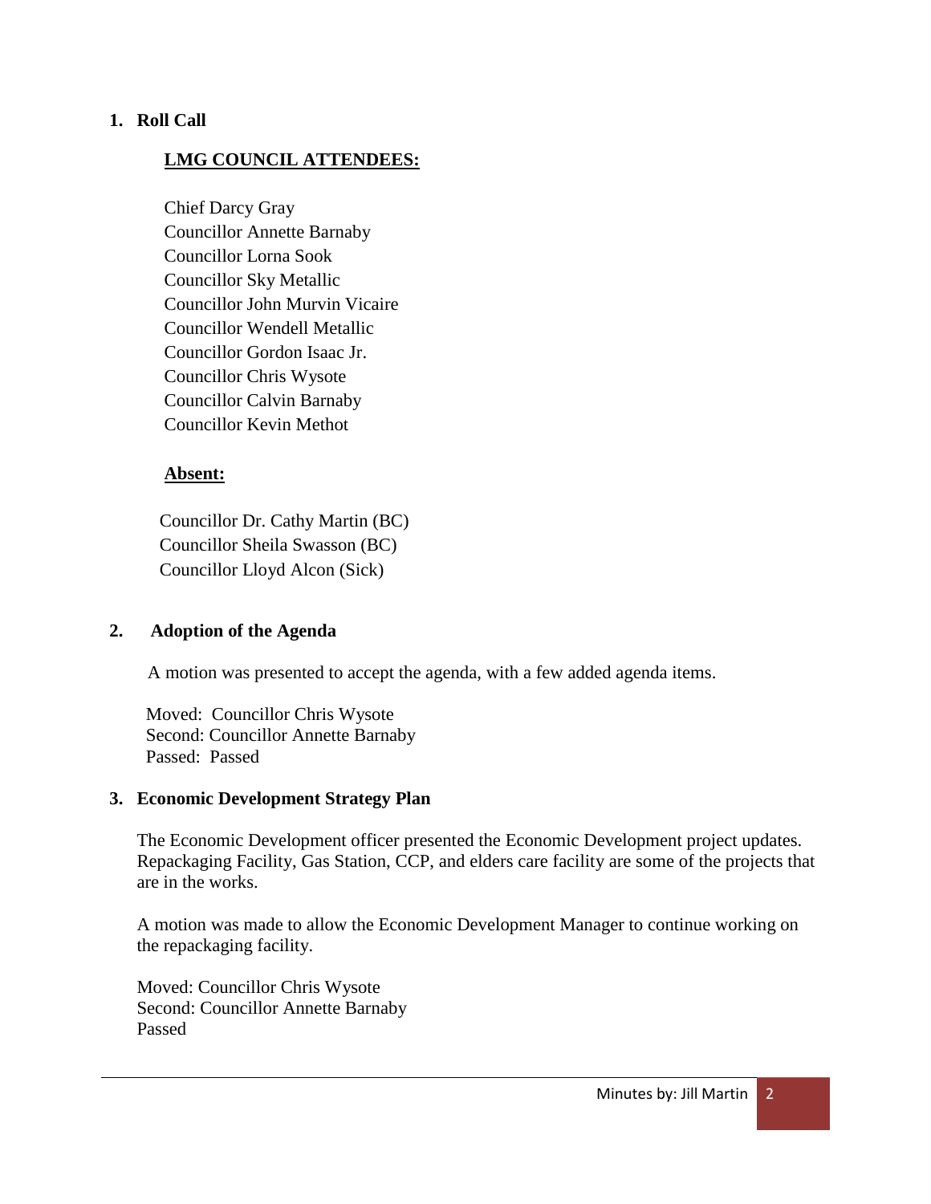## 1. Roll Call

**LMG COUNCIL ATTENDEES:**

Chief Darcy Gray
Councillor Annette Barnaby
Councillor Lorna Sook
Councillor Sky Metallic
Councillor John Murvin Vicaire
Councillor Wendell Metallic
Councillor Gordon Isaac Jr.
Councillor Chris Wysote
Councillor Calvin Barnaby
Councillor Kevin Methot

**Absent:**

Councillor Dr. Cathy Martin (BC)
Councillor Sheila Swasson (BC)
Councillor Lloyd Alcon (Sick)

## 2. Adoption of the Agenda

A motion was presented to accept the agenda, with a few added agenda items.

Moved: Councillor Chris Wysote
Second: Councillor Annette Barnaby
Passed: Passed

## 3. Economic Development Strategy Plan

The Economic Development officer presented the Economic Development project updates. Repackaging Facility, Gas Station, CCP, and elders care facility are some of the projects that are in the works.

A motion was made to allow the Economic Development Manager to continue working on the repackaging facility.

Moved: Councillor Chris Wysote
Second: Councillor Annette Barnaby
Passed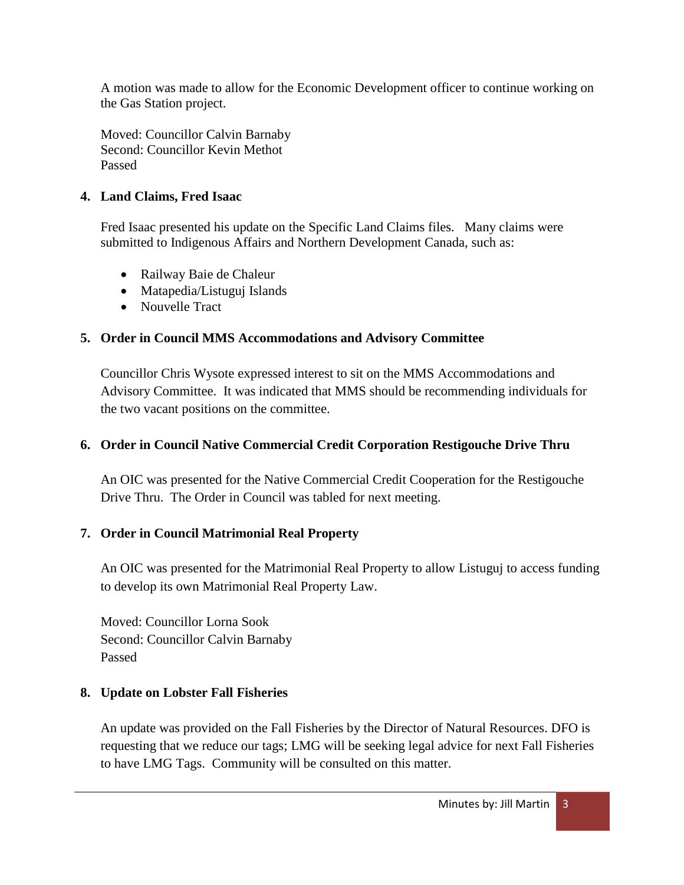A motion was made to allow for the Economic Development officer to continue working on the Gas Station project.

Moved: Councillor Calvin Barnaby
Second: Councillor Kevin Methot
Passed

**4. Land Claims, Fred Isaac**

Fred Isaac presented his update on the Specific Land Claims files. Many claims were submitted to Indigenous Affairs and Northern Development Canada, such as:

- Railway Baie de Chaleur
- Matapedia/Listuguj Islands
- Nouvelle Tract

**5. Order in Council MMS Accommodations and Advisory Committee**

Councillor Chris Wysote expressed interest to sit on the MMS Accommodations and Advisory Committee. It was indicated that MMS should be recommending individuals for the two vacant positions on the committee.

**6. Order in Council Native Commercial Credit Corporation Restigouche Drive Thru**

An OIC was presented for the Native Commercial Credit Cooperation for the Restigouche Drive Thru. The Order in Council was tabled for next meeting.

**7. Order in Council Matrimonial Real Property**

An OIC was presented for the Matrimonial Real Property to allow Listuguj to access funding to develop its own Matrimonial Real Property Law.

Moved: Councillor Lorna Sook
Second: Councillor Calvin Barnaby
Passed

**8. Update on Lobster Fall Fisheries**

An update was provided on the Fall Fisheries by the Director of Natural Resources. DFO is requesting that we reduce our tags; LMG will be seeking legal advice for next Fall Fisheries to have LMG Tags. Community will be consulted on this matter.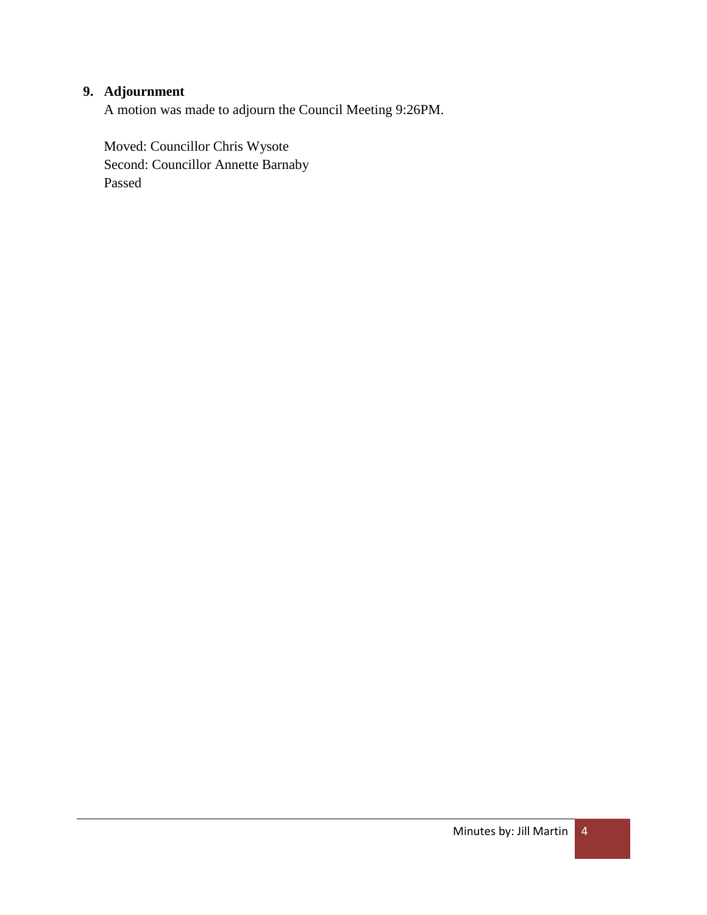**9. Adjournment**

A motion was made to adjourn the Council Meeting 9:26PM.

Moved: Councillor Chris Wysote
Second: Councillor Annette Barnaby
Passed